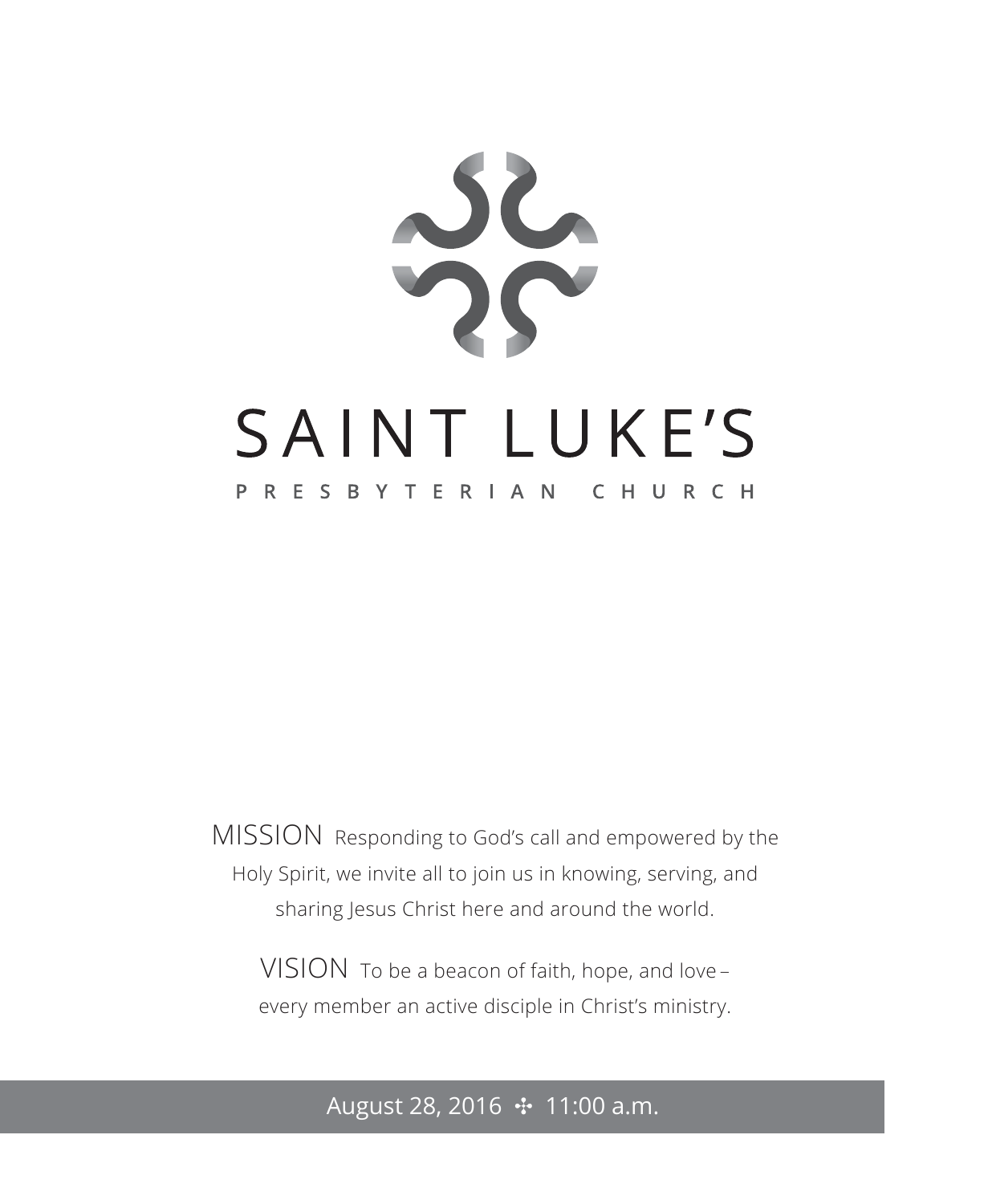# SAINT LUKE'S

## PRESBYTERIAN CHURCH

MISSION Responding to God's call and empowered by the Holy Spirit, we invite all to join us in knowing, serving, and sharing Jesus Christ here and around the world.

VISION To be a beacon of faith, hope, and love – every member an active disciple in Christ's ministry.

August 28, 2016 ✣ 11:00 a.m.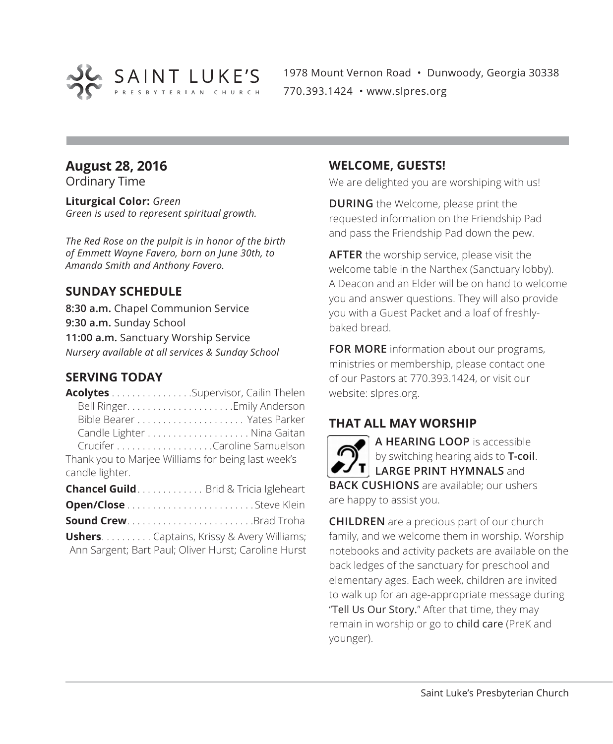SAINT LUKE'S
PRESBYTERIAN CHURCH

1978 Mount Vernon Road • Dunwoody, Georgia 30338
770.393.1424 • www.slpres.org

## August 28, 2016

Ordinary Time

**Liturgical Color:** *Green*
*Green is used to represent spiritual growth.*

*The Red Rose on the pulpit is in honor of the birth of Emmett Wayne Favero, born on June 30th, to Amanda Smith and Anthony Favero.*

## SUNDAY SCHEDULE

**8:30 a.m.** Chapel Communion Service
**9:30 a.m.** Sunday School
**11:00 a.m.** Sanctuary Worship Service
*Nursery available at all services & Sunday School*

## SERVING TODAY

**Acolytes** . . . . . . . . . . . . . . . .Supervisor, Cailin Thelen
Bell Ringer. . . . . . . . . . . . . . . . . . . . .Emily Anderson
Bible Bearer . . . . . . . . . . . . . . . . . . . . . Yates Parker
Candle Lighter . . . . . . . . . . . . . . . . . . . . Nina Gaitan
Crucifer . . . . . . . . . . . . . . . . . . .Caroline Samuelson
Thank you to Marjee Williams for being last week's candle lighter.

**Chancel Guild**. . . . . . . . . . . . . Brid & Tricia Igleheart

**Open/Close** . . . . . . . . . . . . . . . . . . . . . . . . . Steve Klein

**Sound Crew**. . . . . . . . . . . . . . . . . . . . . . . . .Brad Troha

**Ushers**. . . . . . . . . . Captains, Krissy & Avery Williams; Ann Sargent; Bart Paul; Oliver Hurst; Caroline Hurst

## WELCOME, GUESTS!

We are delighted you are worshiping with us!

**DURING** the Welcome, please print the requested information on the Friendship Pad and pass the Friendship Pad down the pew.

**AFTER** the worship service, please visit the welcome table in the Narthex (Sanctuary lobby). A Deacon and an Elder will be on hand to welcome you and answer questions. They will also provide you with a Guest Packet and a loaf of freshly-baked bread.

**FOR MORE** information about our programs, ministries or membership, please contact one of our Pastors at 770.393.1424, or visit our website: slpres.org.

## THAT ALL MAY WORSHIP

**A HEARING LOOP** is accessible by switching hearing aids to **T-coil**. **LARGE PRINT HYMNALS** and **BACK CUSHIONS** are available; our ushers are happy to assist you.

**CHILDREN** are a precious part of our church family, and we welcome them in worship. Worship notebooks and activity packets are available on the back ledges of the sanctuary for preschool and elementary ages. Each week, children are invited to walk up for an age-appropriate message during "Tell Us Our Story." After that time, they may remain in worship or go to child care (PreK and younger).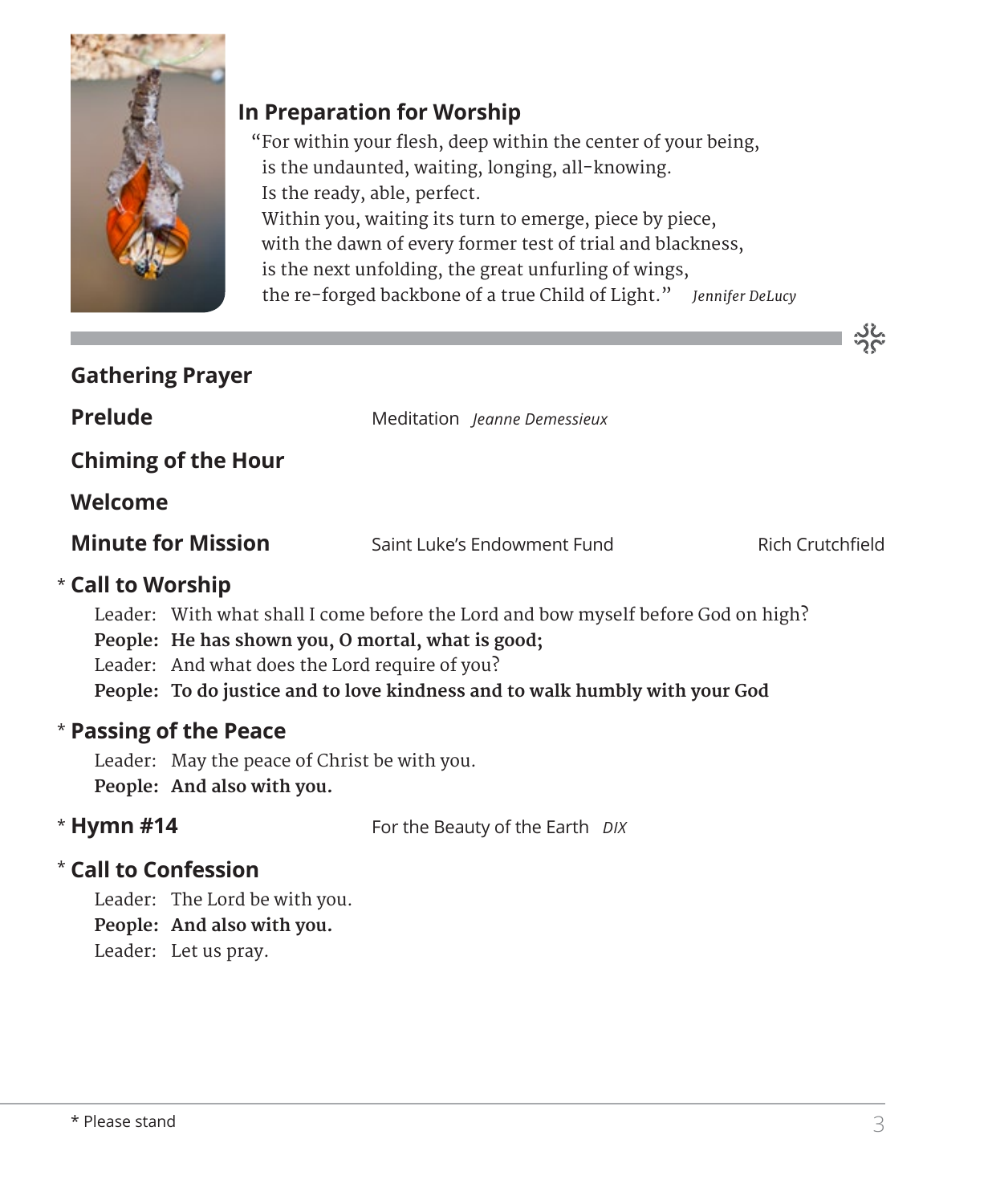## In Preparation for Worship

"For within your flesh, deep within the center of your being,
is the undaunted, waiting, longing, all-knowing.
Is the ready, able, perfect.
Within you, waiting its turn to emerge, piece by piece,
with the dawn of every former test of trial and blackness,
is the next unfolding, the great unfurling of wings,
the re-forged backbone of a true Child of Light." *Jennifer DeLucy*

---

**Gathering Prayer**

**Prelude** — Meditation *Jeanne Demessieux*

**Chiming of the Hour**

**Welcome**

**Minute for Mission** — Saint Luke's Endowment Fund — Rich Crutchfield

\* **Call to Worship**

Leader: With what shall I come before the Lord and bow myself before God on high?
**People: He has shown you, O mortal, what is good;**
Leader: And what does the Lord require of you?
**People: To do justice and to love kindness and to walk humbly with your God**

\* **Passing of the Peace**

Leader: May the peace of Christ be with you.
**People: And also with you.**

\* **Hymn #14** — For the Beauty of the Earth *DIX*

\* **Call to Confession**

Leader: The Lord be with you.
**People: And also with you.**
Leader: Let us pray.

---

\* Please stand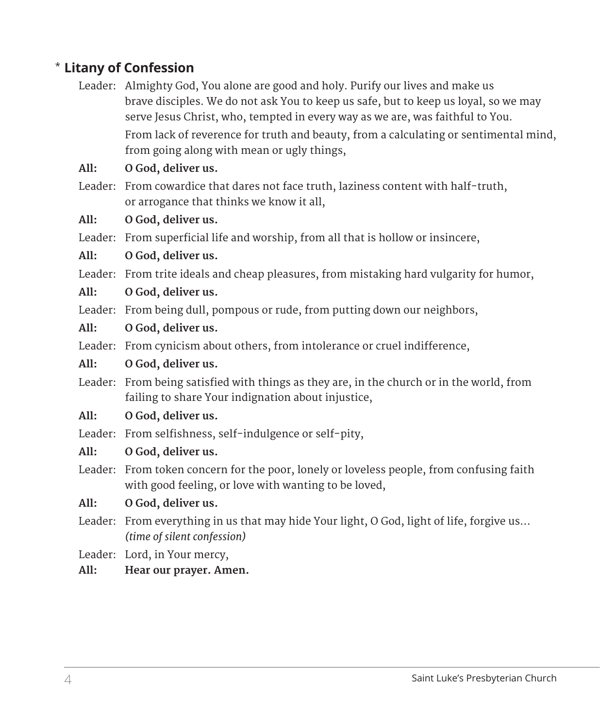## * Litany of Confession

Leader: Almighty God, You alone are good and holy. Purify our lives and make us brave disciples. We do not ask You to keep us safe, but to keep us loyal, so we may serve Jesus Christ, who, tempted in every way as we are, was faithful to You.

From lack of reverence for truth and beauty, from a calculating or sentimental mind, from going along with mean or ugly things,

**All: O God, deliver us.**

Leader: From cowardice that dares not face truth, laziness content with half-truth, or arrogance that thinks we know it all,

**All: O God, deliver us.**

Leader: From superficial life and worship, from all that is hollow or insincere,

**All: O God, deliver us.**

Leader: From trite ideals and cheap pleasures, from mistaking hard vulgarity for humor,

**All: O God, deliver us.**

Leader: From being dull, pompous or rude, from putting down our neighbors,

**All: O God, deliver us.**

Leader: From cynicism about others, from intolerance or cruel indifference,

**All: O God, deliver us.**

Leader: From being satisfied with things as they are, in the church or in the world, from failing to share Your indignation about injustice,

**All: O God, deliver us.**

Leader: From selfishness, self-indulgence or self-pity,

**All: O God, deliver us.**

Leader: From token concern for the poor, lonely or loveless people, from confusing faith with good feeling, or love with wanting to be loved,

**All: O God, deliver us.**

Leader: From everything in us that may hide Your light, O God, light of life, forgive us... *(time of silent confession)*

Leader: Lord, in Your mercy,

**All: Hear our prayer. Amen.**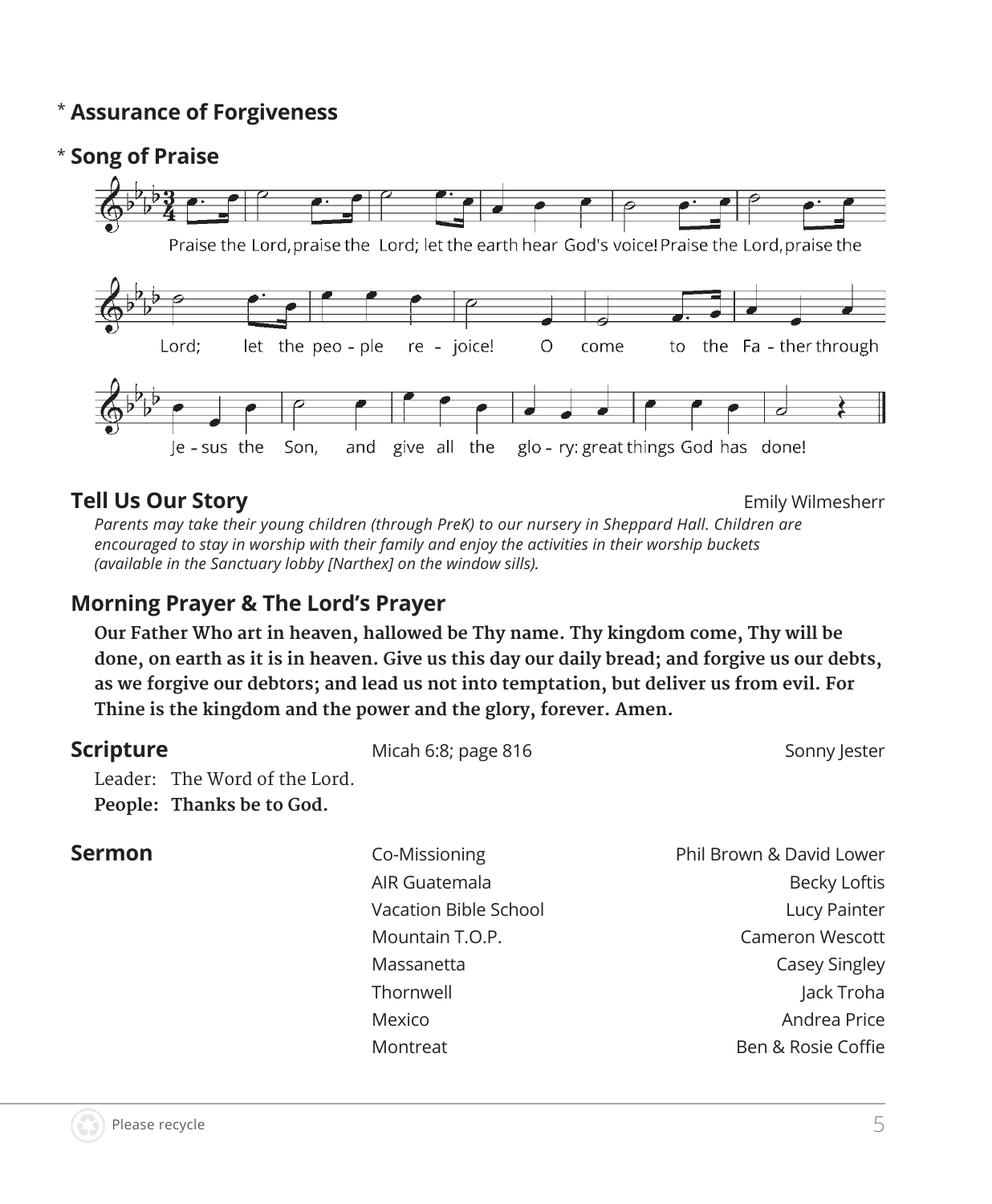\* **Assurance of Forgiveness**

\* **Song of Praise**

Praise the Lord, praise the Lord; let the earth hear God's voice! Praise the Lord, praise the Lord; let the peo - ple re - joice! O come to the Fa - ther through Je - sus the Son, and give all the glo - ry: great things God has done!

**Tell Us Our Story** — Emily Wilmesherr

*Parents may take their young children (through PreK) to our nursery in Sheppard Hall. Children are encouraged to stay in worship with their family and enjoy the activities in their worship buckets (available in the Sanctuary lobby [Narthex] on the window sills).*

**Morning Prayer & The Lord's Prayer**

**Our Father Who art in heaven, hallowed be Thy name. Thy kingdom come, Thy will be done, on earth as it is in heaven. Give us this day our daily bread; and forgive us our debts, as we forgive our debtors; and lead us not into temptation, but deliver us from evil. For Thine is the kingdom and the power and the glory, forever. Amen.**

**Scripture** — Micah 6:8; page 816 — Sonny Jester

Leader: The Word of the Lord.
**People: Thanks be to God.**

**Sermon**

| | |
|---|---|
| Co-Missioning | Phil Brown & David Lower |
| AIR Guatemala | Becky Loftis |
| Vacation Bible School | Lucy Painter |
| Mountain T.O.P. | Cameron Wescott |
| Massanetta | Casey Singley |
| Thornwell | Jack Troha |
| Mexico | Andrea Price |
| Montreat | Ben & Rosie Coffie |

Please recycle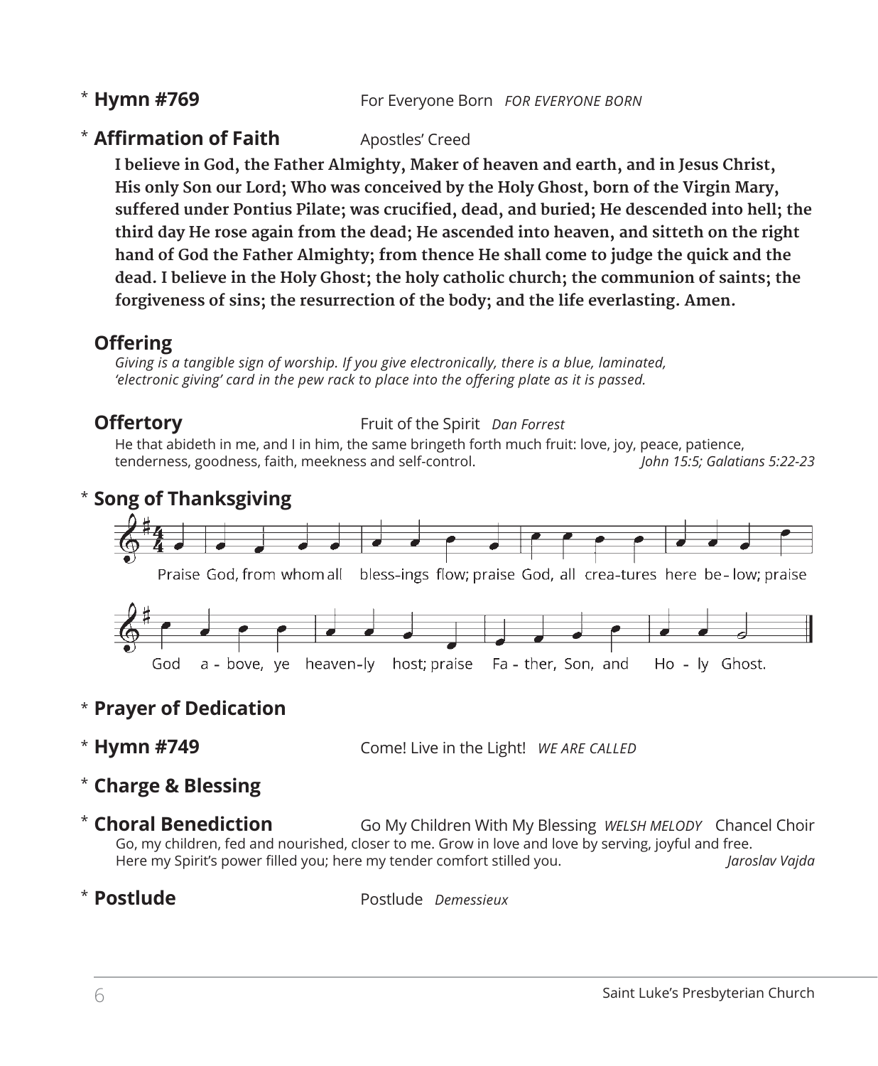\* **Hymn #769** For Everyone Born *FOR EVERYONE BORN*

\* **Affirmation of Faith** Apostles' Creed

**I believe in God, the Father Almighty, Maker of heaven and earth, and in Jesus Christ, His only Son our Lord; Who was conceived by the Holy Ghost, born of the Virgin Mary, suffered under Pontius Pilate; was crucified, dead, and buried; He descended into hell; the third day He rose again from the dead; He ascended into heaven, and sitteth on the right hand of God the Father Almighty; from thence He shall come to judge the quick and the dead. I believe in the Holy Ghost; the holy catholic church; the communion of saints; the forgiveness of sins; the resurrection of the body; and the life everlasting. Amen.**

**Offering**

*Giving is a tangible sign of worship. If you give electronically, there is a blue, laminated, 'electronic giving' card in the pew rack to place into the offering plate as it is passed.*

**Offertory** Fruit of the Spirit *Dan Forrest*

He that abideth in me, and I in him, the same bringeth forth much fruit: love, joy, peace, patience, tenderness, goodness, faith, meekness and self-control. *John 15:5; Galatians 5:22-23*

\* **Song of Thanksgiving**

Praise God, from whom all blessings flow; praise God, all creatures here below; praise God above, ye heavenly host; praise Father, Son, and Holy Ghost.

\* **Prayer of Dedication**

\* **Hymn #749** Come! Live in the Light! *WE ARE CALLED*

\* **Charge & Blessing**

\* **Choral Benediction** Go My Children With My Blessing *WELSH MELODY* Chancel Choir

Go, my children, fed and nourished, closer to me. Grow in love and love by serving, joyful and free.
Here my Spirit's power filled you; here my tender comfort stilled you. *Jaroslav Vajda*

\* **Postlude** Postlude *Demessieux*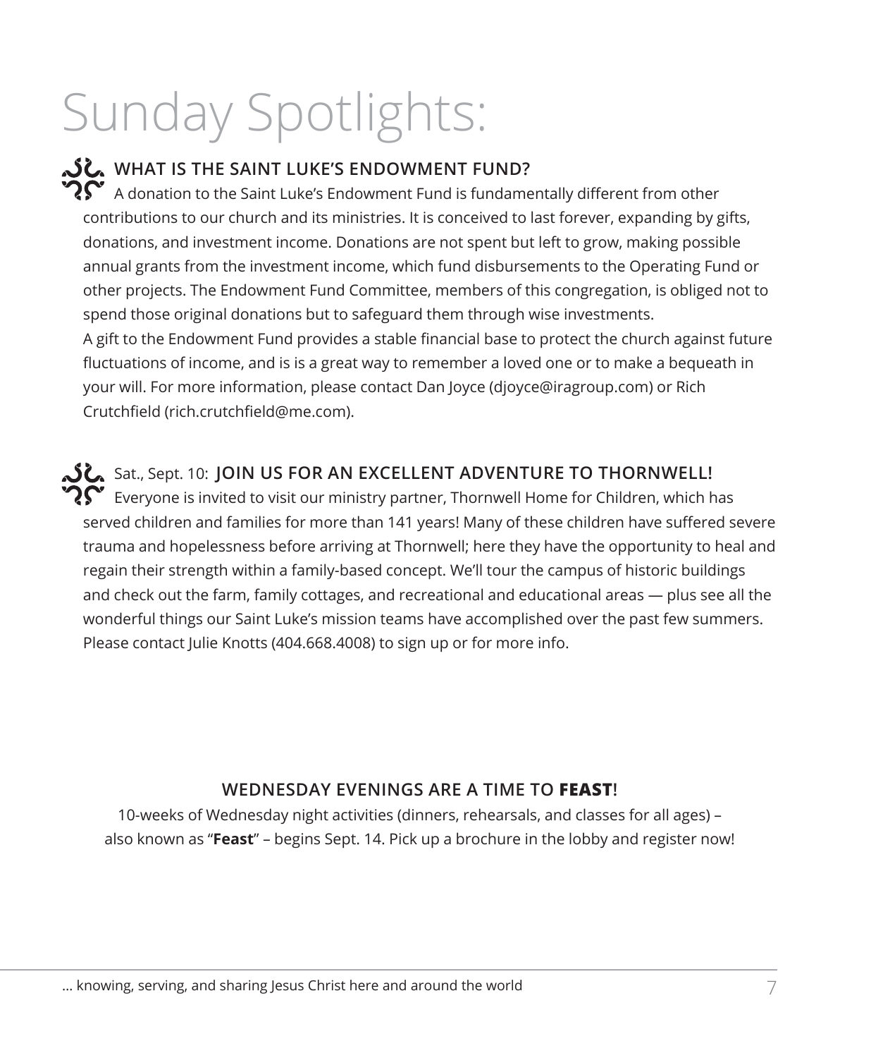# Sunday Spotlights:

### WHAT IS THE SAINT LUKE'S ENDOWMENT FUND?

A donation to the Saint Luke's Endowment Fund is fundamentally different from other contributions to our church and its ministries. It is conceived to last forever, expanding by gifts, donations, and investment income. Donations are not spent but left to grow, making possible annual grants from the investment income, which fund disbursements to the Operating Fund or other projects. The Endowment Fund Committee, members of this congregation, is obliged not to spend those original donations but to safeguard them through wise investments.

A gift to the Endowment Fund provides a stable financial base to protect the church against future fluctuations of income, and is is a great way to remember a loved one or to make a bequeath in your will. For more information, please contact Dan Joyce (djoyce@iragroup.com) or Rich Crutchfield (rich.crutchfield@me.com).

### Sat., Sept. 10: JOIN US FOR AN EXCELLENT ADVENTURE TO THORNWELL!

Everyone is invited to visit our ministry partner, Thornwell Home for Children, which has served children and families for more than 141 years! Many of these children have suffered severe trauma and hopelessness before arriving at Thornwell; here they have the opportunity to heal and regain their strength within a family-based concept. We'll tour the campus of historic buildings and check out the farm, family cottages, and recreational and educational areas — plus see all the wonderful things our Saint Luke's mission teams have accomplished over the past few summers. Please contact Julie Knotts (404.668.4008) to sign up or for more info.

### WEDNESDAY EVENINGS ARE A TIME TO **FEAST**!

10-weeks of Wednesday night activities (dinners, rehearsals, and classes for all ages) – also known as "**Feast**" – begins Sept. 14. Pick up a brochure in the lobby and register now!

... knowing, serving, and sharing Jesus Christ here and around the world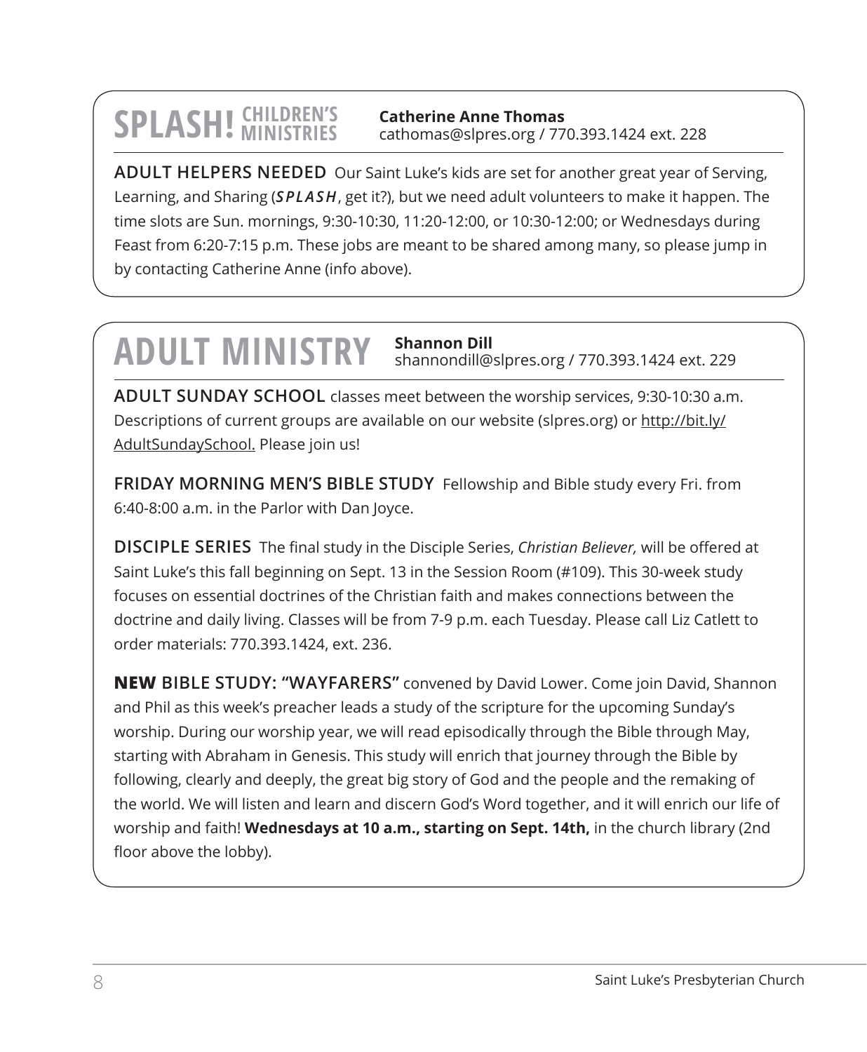## SPLASH! CHILDREN'S MINISTRIES

**Catherine Anne Thomas**
cathomas@slpres.org / 770.393.1424 ext. 228

**ADULT HELPERS NEEDED** Our Saint Luke's kids are set for another great year of Serving, Learning, and Sharing (***SPLASH***, get it?), but we need adult volunteers to make it happen. The time slots are Sun. mornings, 9:30-10:30, 11:20-12:00, or 10:30-12:00; or Wednesdays during Feast from 6:20-7:15 p.m. These jobs are meant to be shared among many, so please jump in by contacting Catherine Anne (info above).

## ADULT MINISTRY

**Shannon Dill**
shannondill@slpres.org / 770.393.1424 ext. 229

**ADULT SUNDAY SCHOOL** classes meet between the worship services, 9:30-10:30 a.m. Descriptions of current groups are available on our website (slpres.org) or http://bit.ly/AdultSundaySchool. Please join us!

**FRIDAY MORNING MEN'S BIBLE STUDY** Fellowship and Bible study every Fri. from 6:40-8:00 a.m. in the Parlor with Dan Joyce.

**DISCIPLE SERIES** The final study in the Disciple Series, *Christian Believer,* will be offered at Saint Luke's this fall beginning on Sept. 13 in the Session Room (#109). This 30-week study focuses on essential doctrines of the Christian faith and makes connections between the doctrine and daily living. Classes will be from 7-9 p.m. each Tuesday. Please call Liz Catlett to order materials: 770.393.1424, ext. 236.

**NEW BIBLE STUDY: "WAYFARERS"** convened by David Lower. Come join David, Shannon and Phil as this week's preacher leads a study of the scripture for the upcoming Sunday's worship. During our worship year, we will read episodically through the Bible through May, starting with Abraham in Genesis. This study will enrich that journey through the Bible by following, clearly and deeply, the great big story of God and the people and the remaking of the world. We will listen and learn and discern God's Word together, and it will enrich our life of worship and faith! **Wednesdays at 10 a.m., starting on Sept. 14th,** in the church library (2nd floor above the lobby).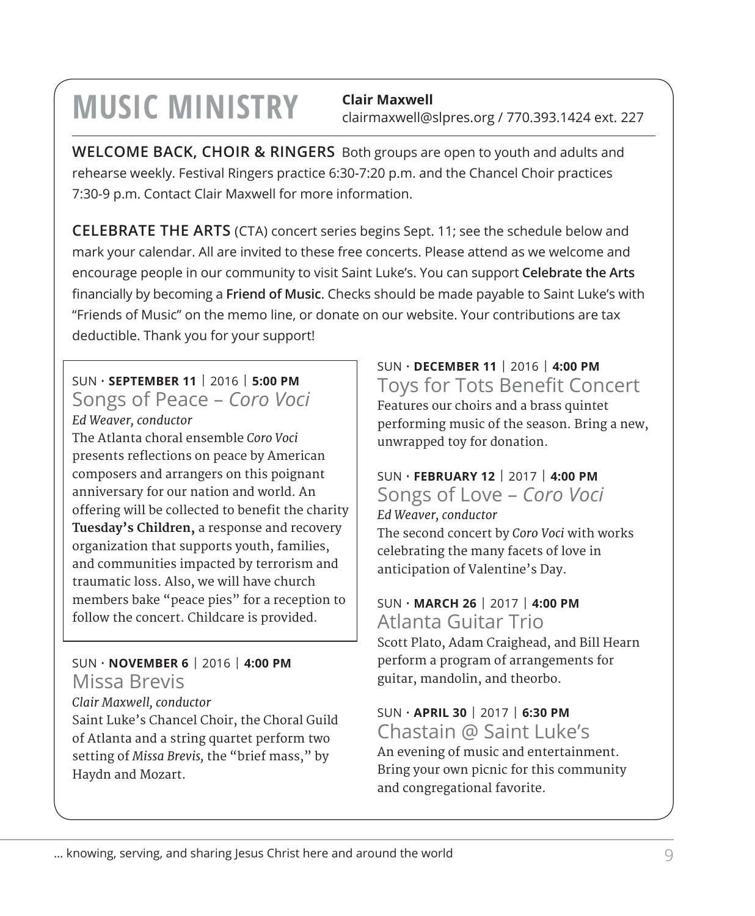# MUSIC MINISTRY

**Clair Maxwell**
clairmaxwell@slpres.org / 770.393.1424 ext. 227

**WELCOME BACK, CHOIR & RINGERS** Both groups are open to youth and adults and rehearse weekly. Festival Ringers practice 6:30-7:20 p.m. and the Chancel Choir practices 7:30-9 p.m. Contact Clair Maxwell for more information.

**CELEBRATE THE ARTS** (CTA) concert series begins Sept. 11; see the schedule below and mark your calendar. All are invited to these free concerts. Please attend as we welcome and encourage people in our community to visit Saint Luke's. You can support **Celebrate the Arts** financially by becoming a **Friend of Music**. Checks should be made payable to Saint Luke's with "Friends of Music" on the memo line, or donate on our website. Your contributions are tax deductible. Thank you for your support!

SUN · **SEPTEMBER 11** | 2016 | **5:00 PM**

### Songs of Peace – *Coro Voci*

*Ed Weaver, conductor*

The Atlanta choral ensemble *Coro Voci* presents reflections on peace by American composers and arrangers on this poignant anniversary for our nation and world. An offering will be collected to benefit the charity **Tuesday's Children,** a response and recovery organization that supports youth, families, and communities impacted by terrorism and traumatic loss. Also, we will have church members bake "peace pies" for a reception to follow the concert. Childcare is provided.

SUN · **NOVEMBER 6** | 2016 | **4:00 PM**

### Missa Brevis

*Clair Maxwell, conductor*

Saint Luke's Chancel Choir, the Choral Guild of Atlanta and a string quartet perform two setting of *Missa Brevis,* the "brief mass," by Haydn and Mozart.

SUN · **DECEMBER 11** | 2016 | **4:00 PM**

### Toys for Tots Benefit Concert

Features our choirs and a brass quintet performing music of the season. Bring a new, unwrapped toy for donation.

SUN · **FEBRUARY 12** | 2017 | **4:00 PM**

### Songs of Love – *Coro Voci*

*Ed Weaver, conductor*

The second concert by *Coro Voci* with works celebrating the many facets of love in anticipation of Valentine's Day.

SUN · **MARCH 26** | 2017 | **4:00 PM**

### Atlanta Guitar Trio

Scott Plato, Adam Craighead, and Bill Hearn perform a program of arrangements for guitar, mandolin, and theorbo.

SUN · **APRIL 30** | 2017 | **6:30 PM**

### Chastain @ Saint Luke's

An evening of music and entertainment. Bring your own picnic for this community and congregational favorite.

... knowing, serving, and sharing Jesus Christ here and around the world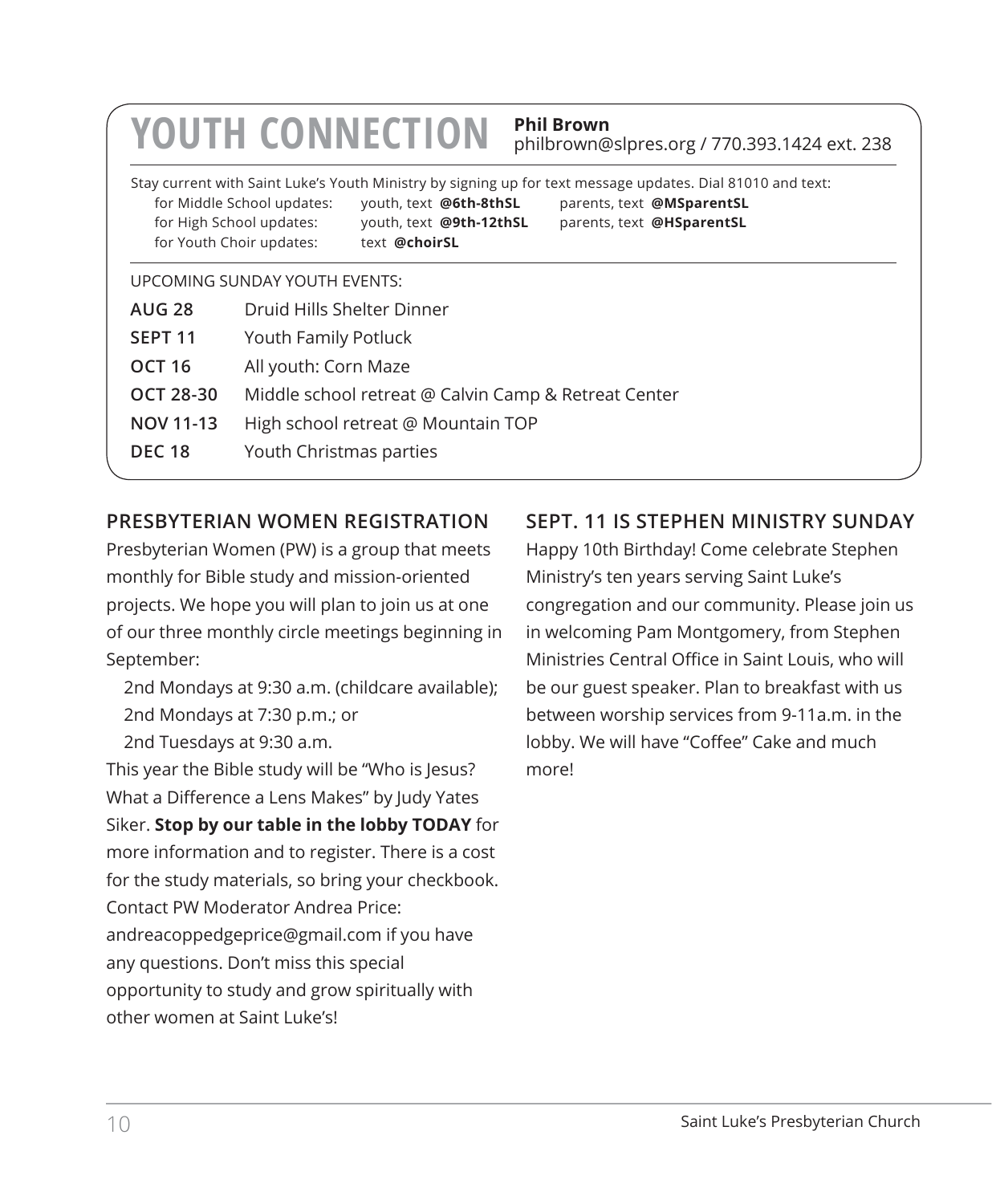# YOUTH CONNECTION

**Phil Brown**
philbrown@slpres.org / 770.393.1424 ext. 238

Stay current with Saint Luke's Youth Ministry by signing up for text message updates. Dial 81010 and text:

| | | |
|---|---|---|
| for Middle School updates: | youth, text **@6th-8thSL** | parents, text **@MSparentSL** |
| for High School updates: | youth, text **@9th-12thSL** | parents, text **@HSparentSL** |
| for Youth Choir updates: | text **@choirSL** | |

UPCOMING SUNDAY YOUTH EVENTS:

| | |
|---|---|
| **AUG 28** | Druid Hills Shelter Dinner |
| **SEPT 11** | Youth Family Potluck |
| **OCT 16** | All youth: Corn Maze |
| **OCT 28-30** | Middle school retreat @ Calvin Camp & Retreat Center |
| **NOV 11-13** | High school retreat @ Mountain TOP |
| **DEC 18** | Youth Christmas parties |

## PRESBYTERIAN WOMEN REGISTRATION

Presbyterian Women (PW) is a group that meets monthly for Bible study and mission-oriented projects. We hope you will plan to join us at one of our three monthly circle meetings beginning in September:

2nd Mondays at 9:30 a.m. (childcare available);
2nd Mondays at 7:30 p.m.; or
2nd Tuesdays at 9:30 a.m.

This year the Bible study will be "Who is Jesus? What a Difference a Lens Makes" by Judy Yates Siker. **Stop by our table in the lobby TODAY** for more information and to register. There is a cost for the study materials, so bring your checkbook. Contact PW Moderator Andrea Price: andreacoppedgeprice@gmail.com if you have any questions. Don't miss this special opportunity to study and grow spiritually with other women at Saint Luke's!

## SEPT. 11 IS STEPHEN MINISTRY SUNDAY

Happy 10th Birthday! Come celebrate Stephen Ministry's ten years serving Saint Luke's congregation and our community. Please join us in welcoming Pam Montgomery, from Stephen Ministries Central Office in Saint Louis, who will be our guest speaker. Plan to breakfast with us between worship services from 9-11a.m. in the lobby. We will have "Coffee" Cake and much more!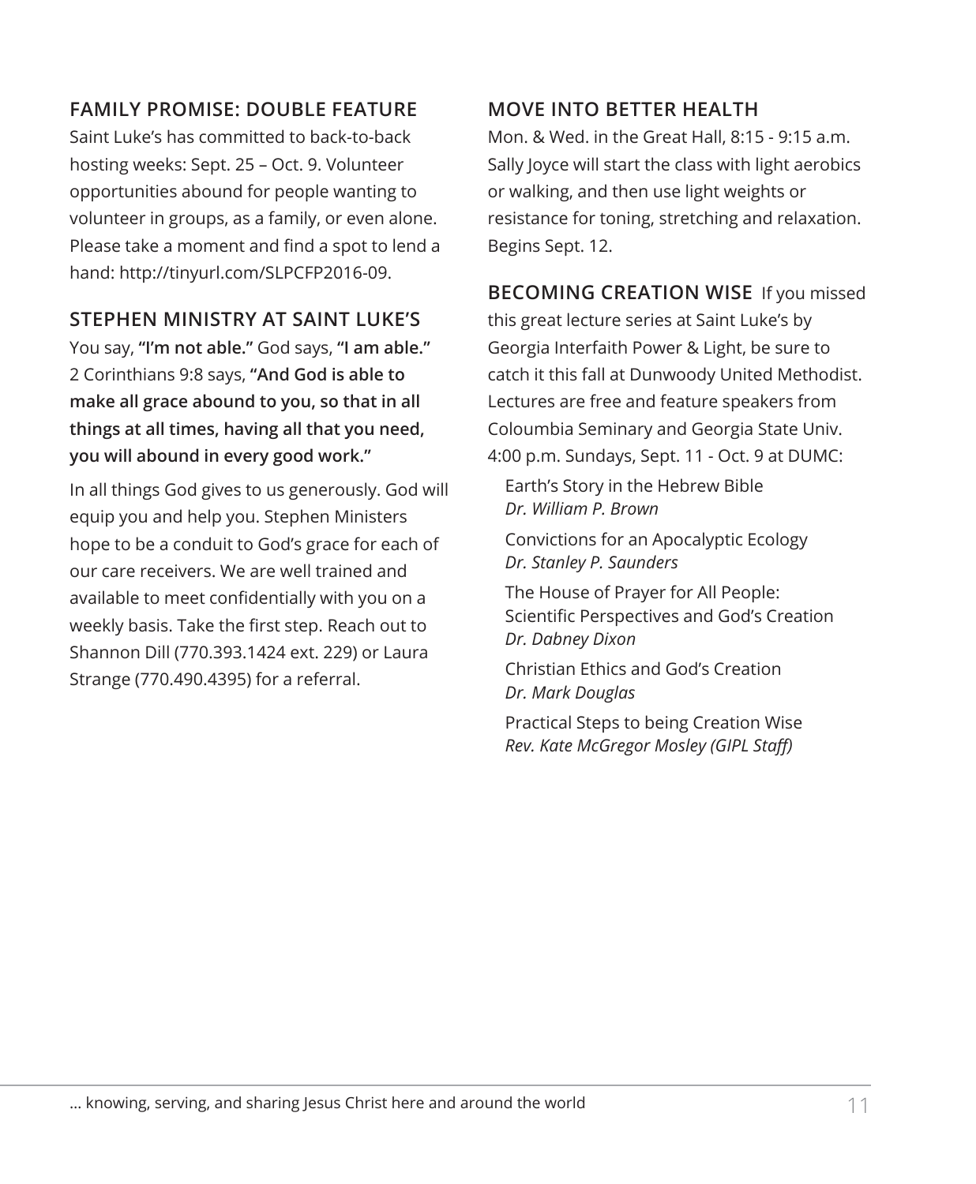## FAMILY PROMISE: DOUBLE FEATURE

Saint Luke's has committed to back-to-back hosting weeks: Sept. 25 – Oct. 9. Volunteer opportunities abound for people wanting to volunteer in groups, as a family, or even alone. Please take a moment and find a spot to lend a hand: http://tinyurl.com/SLPCFP2016-09.

## STEPHEN MINISTRY AT SAINT LUKE'S

You say, **"I'm not able."** God says, **"I am able."** 2 Corinthians 9:8 says, **"And God is able to make all grace abound to you, so that in all things at all times, having all that you need, you will abound in every good work."**

In all things God gives to us generously. God will equip you and help you. Stephen Ministers hope to be a conduit to God's grace for each of our care receivers. We are well trained and available to meet confidentially with you on a weekly basis. Take the first step. Reach out to Shannon Dill (770.393.1424 ext. 229) or Laura Strange (770.490.4395) for a referral.

## MOVE INTO BETTER HEALTH

Mon. & Wed. in the Great Hall, 8:15 - 9:15 a.m. Sally Joyce will start the class with light aerobics or walking, and then use light weights or resistance for toning, stretching and relaxation. Begins Sept. 12.

**BECOMING CREATION WISE** If you missed this great lecture series at Saint Luke's by Georgia Interfaith Power & Light, be sure to catch it this fall at Dunwoody United Methodist. Lectures are free and feature speakers from Coloumbia Seminary and Georgia State Univ. 4:00 p.m. Sundays, Sept. 11 - Oct. 9 at DUMC:

Earth's Story in the Hebrew Bible
*Dr. William P. Brown*

Convictions for an Apocalyptic Ecology
*Dr. Stanley P. Saunders*

The House of Prayer for All People: Scientific Perspectives and God's Creation
*Dr. Dabney Dixon*

Christian Ethics and God's Creation
*Dr. Mark Douglas*

Practical Steps to being Creation Wise
*Rev. Kate McGregor Mosley (GIPL Staff)*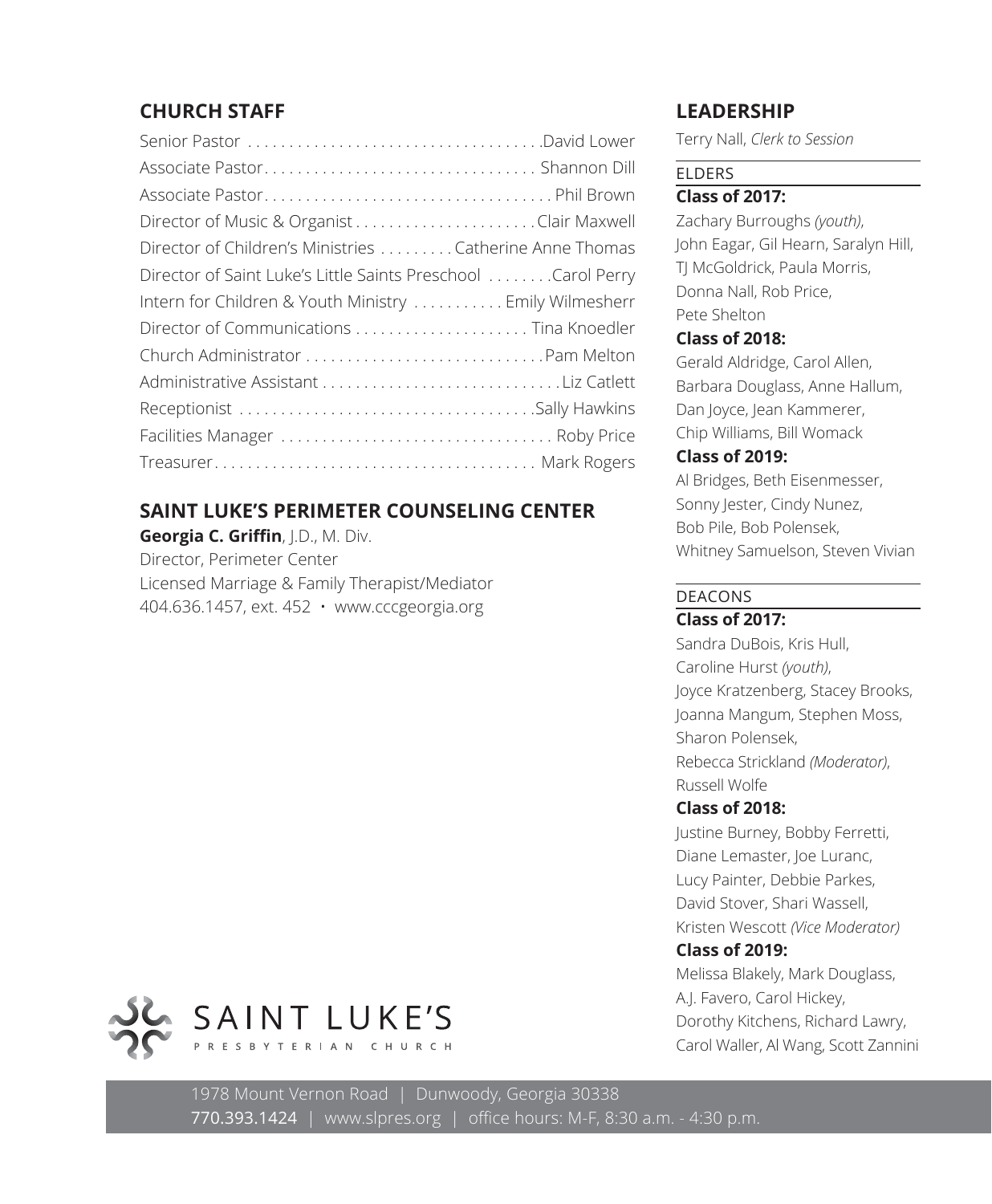## CHURCH STAFF

Senior Pastor . . . . . . . . . . . . . . . . . . . . . . . . . . . . . . . . . . . .David Lower
Associate Pastor. . . . . . . . . . . . . . . . . . . . . . . . . . . . . . . . . Shannon Dill
Associate Pastor. . . . . . . . . . . . . . . . . . . . . . . . . . . . . . . . . . . Phil Brown
Director of Music & Organist . . . . . . . . . . . . . . . . . . . . . . Clair Maxwell
Director of Children's Ministries . . . . . . . . . Catherine Anne Thomas
Director of Saint Luke's Little Saints Preschool . . . . . . . .Carol Perry
Intern for Children & Youth Ministry . . . . . . . . . . . Emily Wilmesherr
Director of Communications . . . . . . . . . . . . . . . . . . . . . Tina Knoedler
Church Administrator . . . . . . . . . . . . . . . . . . . . . . . . . . . . .Pam Melton
Administrative Assistant . . . . . . . . . . . . . . . . . . . . . . . . . . . . Liz Catlett
Receptionist . . . . . . . . . . . . . . . . . . . . . . . . . . . . . . . . . . . .Sally Hawkins
Facilities Manager . . . . . . . . . . . . . . . . . . . . . . . . . . . . . . . . . Roby Price
Treasurer. . . . . . . . . . . . . . . . . . . . . . . . . . . . . . . . . . . . . . . Mark Rogers

## SAINT LUKE'S PERIMETER COUNSELING CENTER

**Georgia C. Griffin**, J.D., M. Div.
Director, Perimeter Center
Licensed Marriage & Family Therapist/Mediator
404.636.1457, ext. 452 • www.cccgeorgia.org

## LEADERSHIP

Terry Nall, *Clerk to Session*

### ELDERS

**Class of 2017:**
Zachary Burroughs *(youth)*, John Eagar, Gil Hearn, Saralyn Hill, TJ McGoldrick, Paula Morris, Donna Nall, Rob Price, Pete Shelton

**Class of 2018:**
Gerald Aldridge, Carol Allen, Barbara Douglass, Anne Hallum, Dan Joyce, Jean Kammerer, Chip Williams, Bill Womack

**Class of 2019:**
Al Bridges, Beth Eisenmesser, Sonny Jester, Cindy Nunez, Bob Pile, Bob Polensek, Whitney Samuelson, Steven Vivian

### DEACONS

**Class of 2017:**
Sandra DuBois, Kris Hull, Caroline Hurst *(youth)*, Joyce Kratzenberg, Stacey Brooks, Joanna Mangum, Stephen Moss, Sharon Polensek, Rebecca Strickland *(Moderator)*, Russell Wolfe

**Class of 2018:**
Justine Burney, Bobby Ferretti, Diane Lemaster, Joe Luranc, Lucy Painter, Debbie Parkes, David Stover, Shari Wassell, Kristen Wescott *(Vice Moderator)*

**Class of 2019:**
Melissa Blakely, Mark Douglass, A.J. Favero, Carol Hickey, Dorothy Kitchens, Richard Lawry, Carol Waller, Al Wang, Scott Zannini

SAINT LUKE'S
PRESBYTERIAN CHURCH

1978 Mount Vernon Road | Dunwoody, Georgia 30338
770.393.1424 | www.slpres.org | office hours: M-F, 8:30 a.m. - 4:30 p.m.